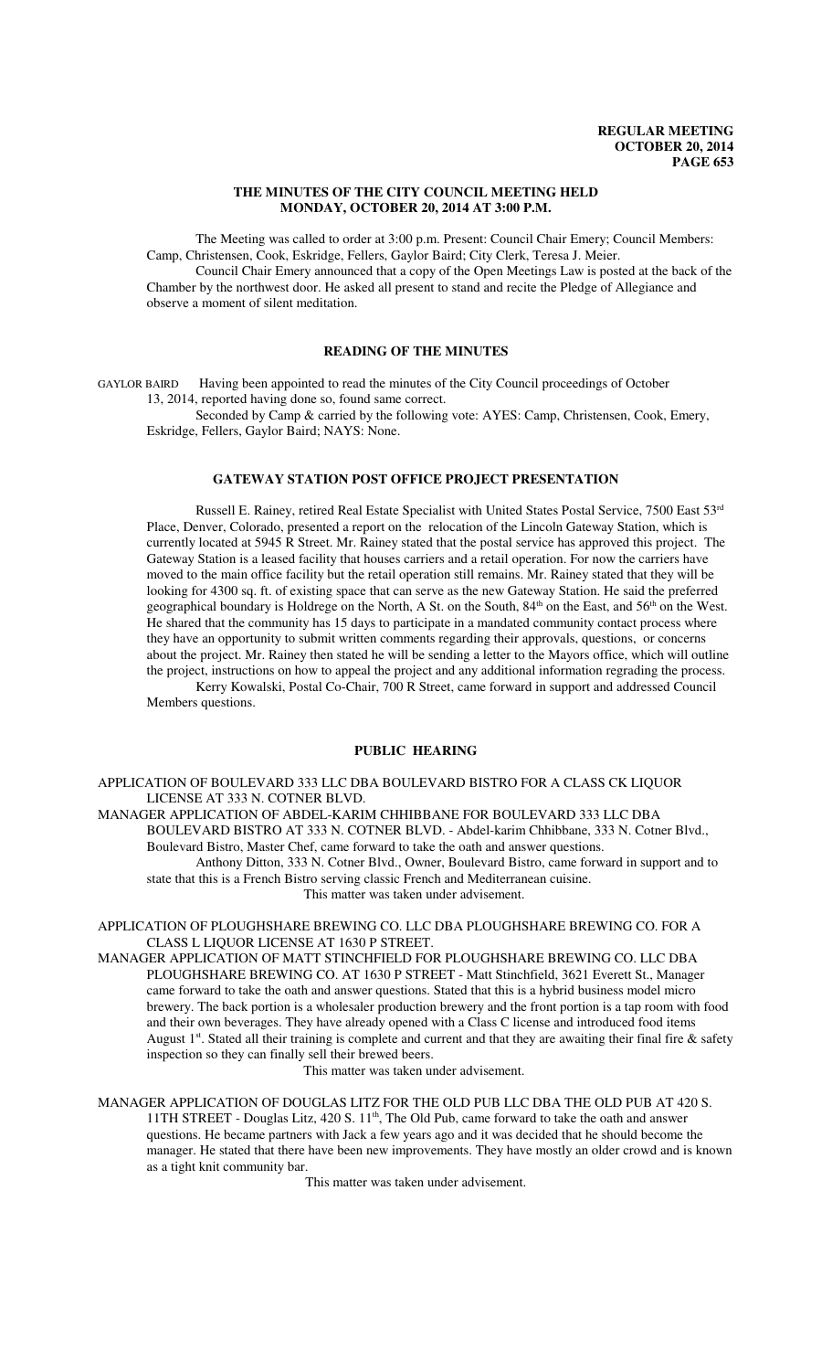## THE MINUTES OF THE CITY COUNCIL MEETING HELD MONDAY, OCTOBER 20, 2014 AT 3:00 P.M.

The Meeting was called to order at 3:00 p.m. Present: Council Chair Emery; Council Members: Camp, Christensen, Cook, Eskridge, Fellers, Gaylor Baird; City Clerk, Teresa J. Meier.

Council Chair Emery announced that a copy of the Open Meetings Law is posted at the back of the Chamber by the northwest door. He asked all present to stand and recite the Pledge of Allegiance and observe a moment of silent meditation.

## READING OF THE MINUTES

GAYLOR BAIRD Having been appointed to read the minutes of the City Council proceedings of October 13, 2014, reported having done so, found same correct.

Seconded by Camp & carried by the following vote: AYES: Camp, Christensen, Cook, Emery, Eskridge, Fellers, Gaylor Baird; NAYS: None.

## GATEWAY STATION POST OFFICE PROJECT PRESENTATION

Russell E. Rainey, retired Real Estate Specialist with United States Postal Service, 7500 East 53rd Place, Denver, Colorado, presented a report on the relocation of the Lincoln Gateway Station, which is currently located at 5945 R Street. Mr. Rainey stated that the postal service has approved this project. The Gateway Station is a leased facility that houses carriers and a retail operation. For now the carriers have moved to the main office facility but the retail operation still remains. Mr. Rainey stated that they will be looking for 4300 sq. ft. of existing space that can serve as the new Gateway Station. He said the preferred geographical boundary is Holdrege on the North, A St. on the South, 84th on the East, and 56th on the West. He shared that the community has 15 days to participate in a mandated community contact process where they have an opportunity to submit written comments regarding their approvals, questions, or concerns about the project. Mr. Rainey then stated he will be sending a letter to the Mayors office, which will outline the project, instructions on how to appeal the project and any additional information regrading the process.

Kerry Kowalski, Postal Co-Chair, 700 R Street, came forward in support and addressed Council Members questions.

## PUBLIC HEARING

APPLICATION OF BOULEVARD 333 LLC DBA BOULEVARD BISTRO FOR A CLASS CK LIQUOR LICENSE AT 333 N. COTNER BLVD.

MANAGER APPLICATION OF ABDEL-KARIM CHHIBBANE FOR BOULEVARD 333 LLC DBA BOULEVARD BISTRO AT 333 N. COTNER BLVD. - Abdel-karim Chhibbane, 333 N. Cotner Blvd., Boulevard Bistro, Master Chef, came forward to take the oath and answer questions.

Anthony Ditton, 333 N. Cotner Blvd., Owner, Boulevard Bistro, came forward in support and to state that this is a French Bistro serving classic French and Mediterranean cuisine.

This matter was taken under advisement.

APPLICATION OF PLOUGHSHARE BREWING CO. LLC DBA PLOUGHSHARE BREWING CO. FOR A CLASS L LIQUOR LICENSE AT 1630 P STREET.

MANAGER APPLICATION OF MATT STINCHFIELD FOR PLOUGHSHARE BREWING CO. LLC DBA PLOUGHSHARE BREWING CO. AT 1630 P STREET - Matt Stinchfield, 3621 Everett St., Manager came forward to take the oath and answer questions. Stated that this is a hybrid business model micro brewery. The back portion is a wholesaler production brewery and the front portion is a tap room with food and their own beverages. They have already opened with a Class C license and introduced food items August 1st. Stated all their training is complete and current and that they are awaiting their final fire & safety inspection so they can finally sell their brewed beers.

This matter was taken under advisement.

MANAGER APPLICATION OF DOUGLAS LITZ FOR THE OLD PUB LLC DBA THE OLD PUB AT 420 S. 11TH STREET - Douglas Litz, 420 S. 11th, The Old Pub, came forward to take the oath and answer questions. He became partners with Jack a few years ago and it was decided that he should become the manager. He stated that there have been new improvements. They have mostly an older crowd and is known as a tight knit community bar.

This matter was taken under advisement.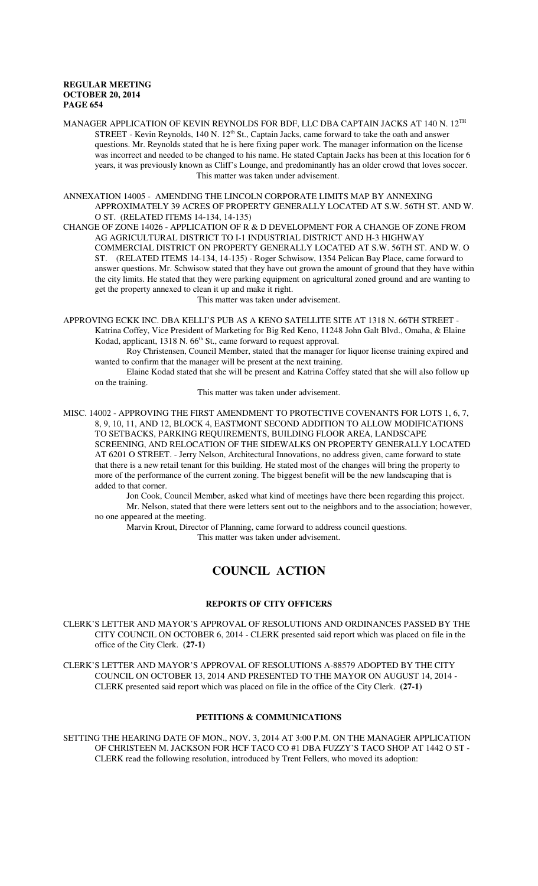MANAGER APPLICATION OF KEVIN REYNOLDS FOR BDF, LLC DBA CAPTAIN JACKS AT 140 N. 12TH STREET - Kevin Reynolds, 140 N. 12th St., Captain Jacks, came forward to take the oath and answer questions. Mr. Reynolds stated that he is here fixing paper work. The manager information on the license was incorrect and needed to be changed to his name. He stated Captain Jacks has been at this location for 6 years, it was previously known as Cliff's Lounge, and predominantly has an older crowd that loves soccer.

This matter was taken under advisement.

ANNEXATION 14005 - AMENDING THE LINCOLN CORPORATE LIMITS MAP BY ANNEXING APPROXIMATELY 39 ACRES OF PROPERTY GENERALLY LOCATED AT S.W. 56TH ST. AND W. O ST. (RELATED ITEMS 14-134, 14-135)

CHANGE OF ZONE 14026 - APPLICATION OF R & D DEVELOPMENT FOR A CHANGE OF ZONE FROM AG AGRICULTURAL DISTRICT TO I-1 INDUSTRIAL DISTRICT AND H-3 HIGHWAY COMMERCIAL DISTRICT ON PROPERTY GENERALLY LOCATED AT S.W. 56TH ST. AND W. O ST. (RELATED ITEMS 14-134, 14-135) - Roger Schwisow, 1354 Pelican Bay Place, came forward to answer questions. Mr. Schwisow stated that they have out grown the amount of ground that they have within the city limits. He stated that they were parking equipment on agricultural zoned ground and are wanting to get the property annexed to clean it up and make it right.

This matter was taken under advisement.

APPROVING ECKK INC. DBA KELLI'S PUB AS A KENO SATELLITE SITE AT 1318 N. 66TH STREET - Katrina Coffey, Vice President of Marketing for Big Red Keno, 11248 John Galt Blvd., Omaha, & Elaine Kodad, applicant, 1318 N. 66th St., came forward to request approval.

Roy Christensen, Council Member, stated that the manager for liquor license training expired and wanted to confirm that the manager will be present at the next training.

Elaine Kodad stated that she will be present and Katrina Coffey stated that she will also follow up on the training.

This matter was taken under advisement.

MISC. 14002 - APPROVING THE FIRST AMENDMENT TO PROTECTIVE COVENANTS FOR LOTS 1, 6, 7, 8, 9, 10, 11, AND 12, BLOCK 4, EASTMONT SECOND ADDITION TO ALLOW MODIFICATIONS TO SETBACKS, PARKING REQUIREMENTS, BUILDING FLOOR AREA, LANDSCAPE SCREENING, AND RELOCATION OF THE SIDEWALKS ON PROPERTY GENERALLY LOCATED AT 6201 O STREET. - Jerry Nelson, Architectural Innovations, no address given, came forward to state that there is a new retail tenant for this building. He stated most of the changes will bring the property to more of the performance of the current zoning. The biggest benefit will be the new landscaping that is added to that corner.

Jon Cook, Council Member, asked what kind of meetings have there been regarding this project.

Mr. Nelson, stated that there were letters sent out to the neighbors and to the association; however, no one appeared at the meeting.

Marvin Krout, Director of Planning, came forward to address council questions.

This matter was taken under advisement.

# COUNCIL ACTION

## REPORTS OF CITY OFFICERS

CLERK'S LETTER AND MAYOR'S APPROVAL OF RESOLUTIONS AND ORDINANCES PASSED BY THE CITY COUNCIL ON OCTOBER 6, 2014 - CLERK presented said report which was placed on file in the office of the City Clerk. **(27-1)**

CLERK'S LETTER AND MAYOR'S APPROVAL OF RESOLUTIONS A-88579 ADOPTED BY THE CITY COUNCIL ON OCTOBER 13, 2014 AND PRESENTED TO THE MAYOR ON AUGUST 14, 2014 - CLERK presented said report which was placed on file in the office of the City Clerk. **(27-1)**

## PETITIONS & COMMUNICATIONS

SETTING THE HEARING DATE OF MON., NOV. 3, 2014 AT 3:00 P.M. ON THE MANAGER APPLICATION OF CHRISTEEN M. JACKSON FOR HCF TACO CO #1 DBA FUZZY'S TACO SHOP AT 1442 O ST - CLERK read the following resolution, introduced by Trent Fellers, who moved its adoption: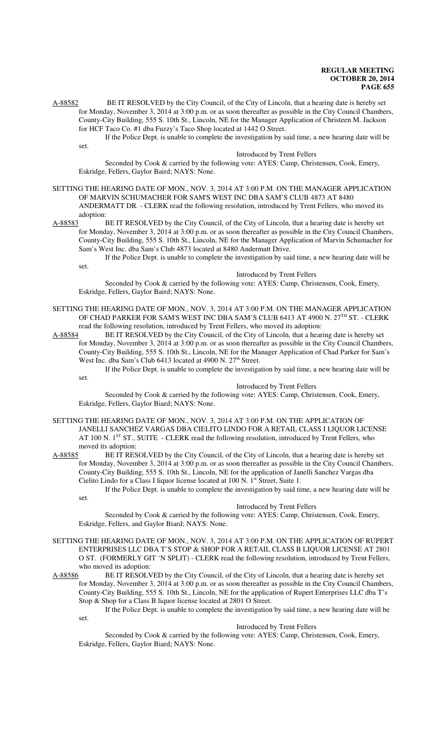A-88582 BE IT RESOLVED by the City Council, of the City of Lincoln, that a hearing date is hereby set for Monday, November 3, 2014 at 3:00 p.m. or as soon thereafter as possible in the City Council Chambers, County-City Building, 555 S. 10th St., Lincoln, NE for the Manager Application of Christeen M. Jackson for HCF Taco Co. #1 dba Fuzzy's Taco Shop located at 1442 O Street.

If the Police Dept. is unable to complete the investigation by said time, a new hearing date will be set.

Introduced by Trent Fellers

Seconded by Cook & carried by the following vote: AYES: Camp, Christensen, Cook, Emery, Eskridge, Fellers, Gaylor Baird; NAYS: None.

SETTING THE HEARING DATE OF MON., NOV. 3, 2014 AT 3:00 P.M. ON THE MANAGER APPLICATION OF MARVIN SCHUMACHER FOR SAM'S WEST INC DBA SAM'S CLUB 4873 AT 8480 ANDERMATT DR. - CLERK read the following resolution, introduced by Trent Fellers, who moved its adoption:

A-88583 BE IT RESOLVED by the City Council, of the City of Lincoln, that a hearing date is hereby set for Monday, November 3, 2014 at 3:00 p.m. or as soon thereafter as possible in the City Council Chambers, County-City Building, 555 S. 10th St., Lincoln, NE for the Manager Application of Marvin Schumacher for Sam's West Inc. dba Sam's Club 4873 located at 8480 Andermatt Drive.

If the Police Dept. is unable to complete the investigation by said time, a new hearing date will be set.

Introduced by Trent Fellers

Seconded by Cook & carried by the following vote: AYES: Camp, Christensen, Cook, Emery, Eskridge, Fellers, Gaylor Baird; NAYS: None.

SETTING THE HEARING DATE OF MON., NOV. 3, 2014 AT 3:00 P.M. ON THE MANAGER APPLICATION OF CHAD PARKER FOR SAM'S WEST INC DBA SAM'S CLUB 6413 AT 4900 N. 27TH ST. - CLERK read the following resolution, introduced by Trent Fellers, who moved its adoption:

A-88584 BE IT RESOLVED by the City Council, of the City of Lincoln, that a hearing date is hereby set for Monday, November 3, 2014 at 3:00 p.m. or as soon thereafter as possible in the City Council Chambers, County-City Building, 555 S. 10th St., Lincoln, NE for the Manager Application of Chad Parker for Sam's West Inc. dba Sam's Club 6413 located at 4900 N. 27th Street.

If the Police Dept. is unable to complete the investigation by said time, a new hearing date will be set.

Introduced by Trent Fellers

Seconded by Cook & carried by the following vote: AYES: Camp, Christensen, Cook, Emery, Eskridge, Fellers, Gaylor Biard; NAYS: None.

SETTING THE HEARING DATE OF MON., NOV. 3, 2014 AT 3:00 P.M. ON THE APPLICATION OF JANELLI SANCHEZ VARGAS DBA CIELITO LINDO FOR A RETAIL CLASS I LIQUOR LICENSE AT 100 N. 1ST ST., SUITE - CLERK read the following resolution, introduced by Trent Fellers, who moved its adoption:

A-88585 BE IT RESOLVED by the City Council, of the City of Lincoln, that a hearing date is hereby set for Monday, November 3, 2014 at 3:00 p.m. or as soon thereafter as possible in the City Council Chambers, County-City Building, 555 S. 10th St., Lincoln, NE for the application of Janelli Sanchez Vargas dba Cielito Lindo for a Class I liquor license located at 100 N. 1st Street, Suite 1.

If the Police Dept. is unable to complete the investigation by said time, a new hearing date will be set.

Introduced by Trent Fellers

Seconded by Cook & carried by the following vote: AYES: Camp, Christensen, Cook, Emery, Eskridge, Fellers, and Gaylor Baird; NAYS: None.

SETTING THE HEARING DATE OF MON., NOV. 3, 2014 AT 3:00 P.M. ON THE APPLICATION OF RUPERT ENTERPRISES LLC DBA T'S STOP & SHOP FOR A RETAIL CLASS B LIQUOR LICENSE AT 2801 O ST. (FORMERLY GIT 'N SPLIT) - CLERK read the following resolution, introduced by Trent Fellers, who moved its adoption:

A-88586 BE IT RESOLVED by the City Council, of the City of Lincoln, that a hearing date is hereby set for Monday, November 3, 2014 at 3:00 p.m. or as soon thereafter as possible in the City Council Chambers, County-City Building, 555 S. 10th St., Lincoln, NE for the application of Rupert Enterprises LLC dba T's Stop & Shop for a Class B liquor license located at 2801 O Street.

If the Police Dept. is unable to complete the investigation by said time, a new hearing date will be set.

Introduced by Trent Fellers

Seconded by Cook & carried by the following vote: AYES: Camp, Christensen, Cook, Emery, Eskridge, Fellers, Gaylor Biard; NAYS: None.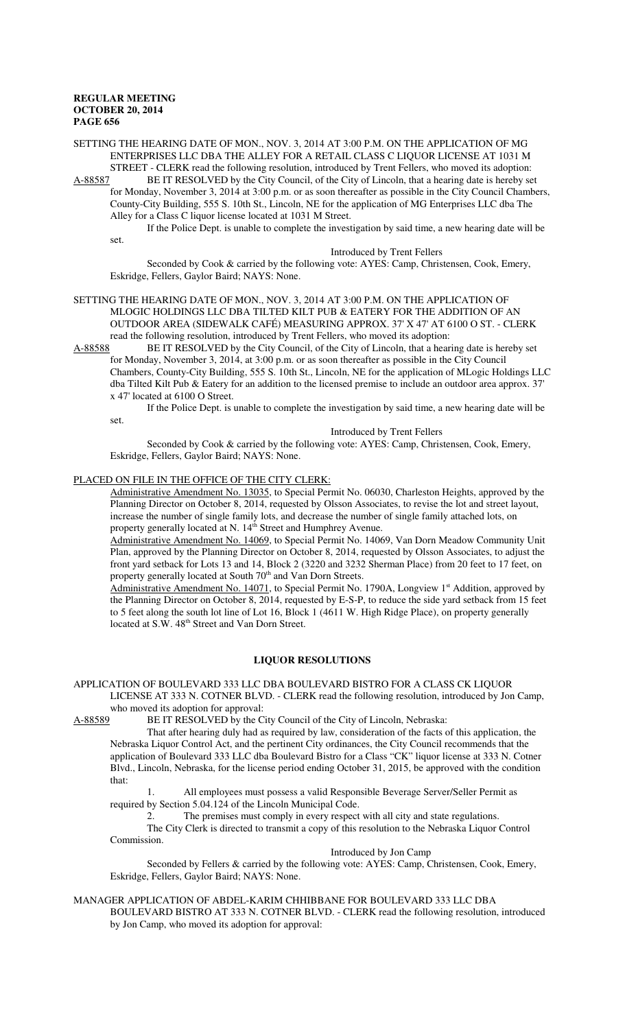SETTING THE HEARING DATE OF MON., NOV. 3, 2014 AT 3:00 P.M. ON THE APPLICATION OF MG ENTERPRISES LLC DBA THE ALLEY FOR A RETAIL CLASS C LIQUOR LICENSE AT 1031 M STREET - CLERK read the following resolution, introduced by Trent Fellers, who moved its adoption:

A-88587 BE IT RESOLVED by the City Council, of the City of Lincoln, that a hearing date is hereby set for Monday, November 3, 2014 at 3:00 p.m. or as soon thereafter as possible in the City Council Chambers, County-City Building, 555 S. 10th St., Lincoln, NE for the application of MG Enterprises LLC dba The Alley for a Class C liquor license located at 1031 M Street.

If the Police Dept. is unable to complete the investigation by said time, a new hearing date will be set.

Introduced by Trent Fellers

Seconded by Cook & carried by the following vote: AYES: Camp, Christensen, Cook, Emery, Eskridge, Fellers, Gaylor Baird; NAYS: None.

SETTING THE HEARING DATE OF MON., NOV. 3, 2014 AT 3:00 P.M. ON THE APPLICATION OF MLOGIC HOLDINGS LLC DBA TILTED KILT PUB & EATERY FOR THE ADDITION OF AN OUTDOOR AREA (SIDEWALK CAFÉ) MEASURING APPROX. 37' X 47' AT 6100 O ST. - CLERK read the following resolution, introduced by Trent Fellers, who moved its adoption:

A-88588 BE IT RESOLVED by the City Council, of the City of Lincoln, that a hearing date is hereby set for Monday, November 3, 2014, at 3:00 p.m. or as soon thereafter as possible in the City Council Chambers, County-City Building, 555 S. 10th St., Lincoln, NE for the application of MLogic Holdings LLC dba Tilted Kilt Pub & Eatery for an addition to the licensed premise to include an outdoor area approx. 37' x 47' located at 6100 O Street.

If the Police Dept. is unable to complete the investigation by said time, a new hearing date will be set.

Introduced by Trent Fellers

Seconded by Cook & carried by the following vote: AYES: Camp, Christensen, Cook, Emery, Eskridge, Fellers, Gaylor Baird; NAYS: None.

PLACED ON FILE IN THE OFFICE OF THE CITY CLERK:

Administrative Amendment No. 13035, to Special Permit No. 06030, Charleston Heights, approved by the Planning Director on October 8, 2014, requested by Olsson Associates, to revise the lot and street layout, increase the number of single family lots, and decrease the number of single family attached lots, on property generally located at N. 14th Street and Humphrey Avenue.

Administrative Amendment No. 14069, to Special Permit No. 14069, Van Dorn Meadow Community Unit Plan, approved by the Planning Director on October 8, 2014, requested by Olsson Associates, to adjust the front yard setback for Lots 13 and 14, Block 2 (3220 and 3232 Sherman Place) from 20 feet to 17 feet, on property generally located at South 70th and Van Dorn Streets.

Administrative Amendment No. 14071, to Special Permit No. 1790A, Longview 1st Addition, approved by the Planning Director on October 8, 2014, requested by E-S-P, to reduce the side yard setback from 15 feet to 5 feet along the south lot line of Lot 16, Block 1 (4611 W. High Ridge Place), on property generally located at S.W. 48th Street and Van Dorn Street.

## LIQUOR RESOLUTIONS

APPLICATION OF BOULEVARD 333 LLC DBA BOULEVARD BISTRO FOR A CLASS CK LIQUOR LICENSE AT 333 N. COTNER BLVD. - CLERK read the following resolution, introduced by Jon Camp, who moved its adoption for approval:

A-88589 BE IT RESOLVED by the City Council of the City of Lincoln, Nebraska:

That after hearing duly had as required by law, consideration of the facts of this application, the Nebraska Liquor Control Act, and the pertinent City ordinances, the City Council recommends that the application of Boulevard 333 LLC dba Boulevard Bistro for a Class "CK" liquor license at 333 N. Cotner Blvd., Lincoln, Nebraska, for the license period ending October 31, 2015, be approved with the condition that:

1. All employees must possess a valid Responsible Beverage Server/Seller Permit as required by Section 5.04.124 of the Lincoln Municipal Code.
2. The premises must comply in every respect with all city and state regulations.

The City Clerk is directed to transmit a copy of this resolution to the Nebraska Liquor Control Commission.

Introduced by Jon Camp

Seconded by Fellers & carried by the following vote: AYES: Camp, Christensen, Cook, Emery, Eskridge, Fellers, Gaylor Baird; NAYS: None.

MANAGER APPLICATION OF ABDEL-KARIM CHHIBBANE FOR BOULEVARD 333 LLC DBA BOULEVARD BISTRO AT 333 N. COTNER BLVD. - CLERK read the following resolution, introduced by Jon Camp, who moved its adoption for approval: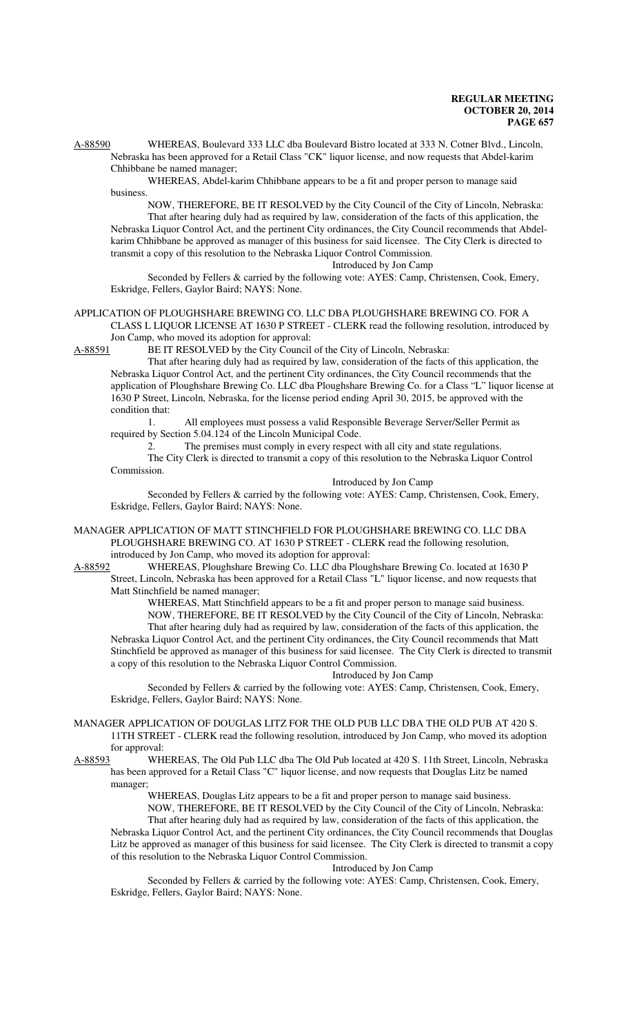A-88590 WHEREAS, Boulevard 333 LLC dba Boulevard Bistro located at 333 N. Cotner Blvd., Lincoln, Nebraska has been approved for a Retail Class "CK" liquor license, and now requests that Abdel-karim Chhibbane be named manager;

WHEREAS, Abdel-karim Chhibbane appears to be a fit and proper person to manage said business.

NOW, THEREFORE, BE IT RESOLVED by the City Council of the City of Lincoln, Nebraska:

That after hearing duly had as required by law, consideration of the facts of this application, the Nebraska Liquor Control Act, and the pertinent City ordinances, the City Council recommends that Abdel-karim Chhibbane be approved as manager of this business for said licensee. The City Clerk is directed to transmit a copy of this resolution to the Nebraska Liquor Control Commission.

Introduced by Jon Camp

Seconded by Fellers & carried by the following vote: AYES: Camp, Christensen, Cook, Emery, Eskridge, Fellers, Gaylor Baird; NAYS: None.

APPLICATION OF PLOUGHSHARE BREWING CO. LLC DBA PLOUGHSHARE BREWING CO. FOR A CLASS L LIQUOR LICENSE AT 1630 P STREET - CLERK read the following resolution, introduced by Jon Camp, who moved its adoption for approval:

A-88591 BE IT RESOLVED by the City Council of the City of Lincoln, Nebraska:

That after hearing duly had as required by law, consideration of the facts of this application, the Nebraska Liquor Control Act, and the pertinent City ordinances, the City Council recommends that the application of Ploughshare Brewing Co. LLC dba Ploughshare Brewing Co. for a Class "L" liquor license at 1630 P Street, Lincoln, Nebraska, for the license period ending April 30, 2015, be approved with the condition that:

1. All employees must possess a valid Responsible Beverage Server/Seller Permit as required by Section 5.04.124 of the Lincoln Municipal Code.
2. The premises must comply in every respect with all city and state regulations.

The City Clerk is directed to transmit a copy of this resolution to the Nebraska Liquor Control Commission.

Introduced by Jon Camp

Seconded by Fellers & carried by the following vote: AYES: Camp, Christensen, Cook, Emery, Eskridge, Fellers, Gaylor Baird; NAYS: None.

MANAGER APPLICATION OF MATT STINCHFIELD FOR PLOUGHSHARE BREWING CO. LLC DBA PLOUGHSHARE BREWING CO. AT 1630 P STREET - CLERK read the following resolution, introduced by Jon Camp, who moved its adoption for approval:

A-88592 WHEREAS, Ploughshare Brewing Co. LLC dba Ploughshare Brewing Co. located at 1630 P Street, Lincoln, Nebraska has been approved for a Retail Class "L" liquor license, and now requests that Matt Stinchfield be named manager;

WHEREAS, Matt Stinchfield appears to be a fit and proper person to manage said business.

NOW, THEREFORE, BE IT RESOLVED by the City Council of the City of Lincoln, Nebraska:

That after hearing duly had as required by law, consideration of the facts of this application, the Nebraska Liquor Control Act, and the pertinent City ordinances, the City Council recommends that Matt Stinchfield be approved as manager of this business for said licensee. The City Clerk is directed to transmit a copy of this resolution to the Nebraska Liquor Control Commission.

Introduced by Jon Camp

Seconded by Fellers & carried by the following vote: AYES: Camp, Christensen, Cook, Emery, Eskridge, Fellers, Gaylor Baird; NAYS: None.

MANAGER APPLICATION OF DOUGLAS LITZ FOR THE OLD PUB LLC DBA THE OLD PUB AT 420 S. 11TH STREET - CLERK read the following resolution, introduced by Jon Camp, who moved its adoption for approval:

A-88593 WHEREAS, The Old Pub LLC dba The Old Pub located at 420 S. 11th Street, Lincoln, Nebraska has been approved for a Retail Class "C" liquor license, and now requests that Douglas Litz be named manager;

WHEREAS, Douglas Litz appears to be a fit and proper person to manage said business.

NOW, THEREFORE, BE IT RESOLVED by the City Council of the City of Lincoln, Nebraska:

That after hearing duly had as required by law, consideration of the facts of this application, the Nebraska Liquor Control Act, and the pertinent City ordinances, the City Council recommends that Douglas Litz be approved as manager of this business for said licensee. The City Clerk is directed to transmit a copy of this resolution to the Nebraska Liquor Control Commission.

Introduced by Jon Camp

Seconded by Fellers & carried by the following vote: AYES: Camp, Christensen, Cook, Emery, Eskridge, Fellers, Gaylor Baird; NAYS: None.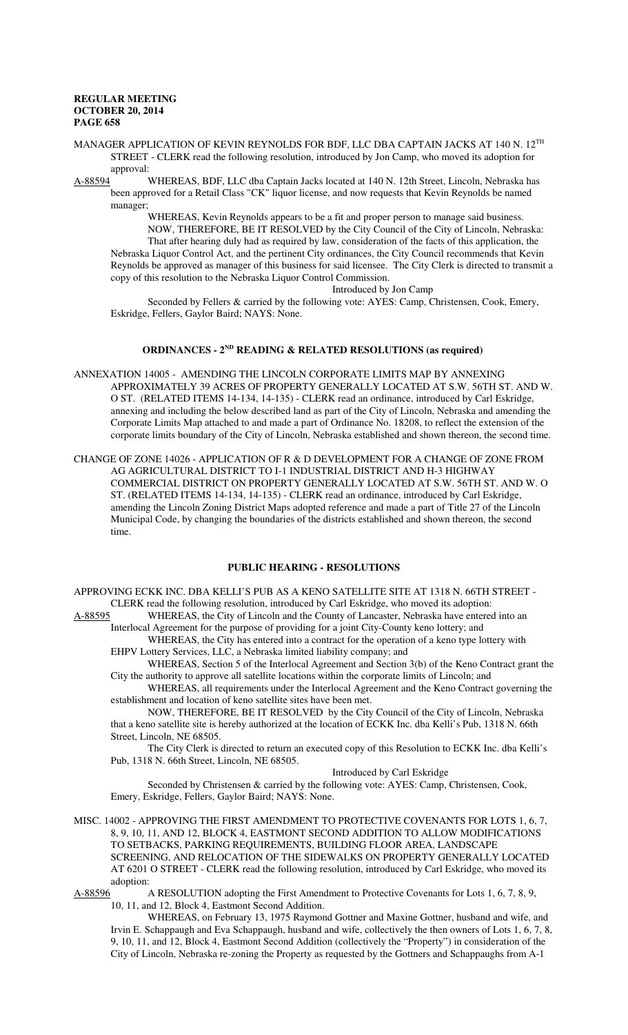MANAGER APPLICATION OF KEVIN REYNOLDS FOR BDF, LLC DBA CAPTAIN JACKS AT 140 N. 12TH STREET - CLERK read the following resolution, introduced by Jon Camp, who moved its adoption for approval:

A-88594 WHEREAS, BDF, LLC dba Captain Jacks located at 140 N. 12th Street, Lincoln, Nebraska has been approved for a Retail Class "CK" liquor license, and now requests that Kevin Reynolds be named manager;

WHEREAS, Kevin Reynolds appears to be a fit and proper person to manage said business.

NOW, THEREFORE, BE IT RESOLVED by the City Council of the City of Lincoln, Nebraska: That after hearing duly had as required by law, consideration of the facts of this application, the Nebraska Liquor Control Act, and the pertinent City ordinances, the City Council recommends that Kevin Reynolds be approved as manager of this business for said licensee. The City Clerk is directed to transmit a copy of this resolution to the Nebraska Liquor Control Commission.

Introduced by Jon Camp

Seconded by Fellers & carried by the following vote: AYES: Camp, Christensen, Cook, Emery, Eskridge, Fellers, Gaylor Baird; NAYS: None.

## ORDINANCES - 2ND READING & RELATED RESOLUTIONS (as required)

ANNEXATION 14005 - AMENDING THE LINCOLN CORPORATE LIMITS MAP BY ANNEXING APPROXIMATELY 39 ACRES OF PROPERTY GENERALLY LOCATED AT S.W. 56TH ST. AND W. O ST. (RELATED ITEMS 14-134, 14-135) - CLERK read an ordinance, introduced by Carl Eskridge, annexing and including the below described land as part of the City of Lincoln, Nebraska and amending the Corporate Limits Map attached to and made a part of Ordinance No. 18208, to reflect the extension of the corporate limits boundary of the City of Lincoln, Nebraska established and shown thereon, the second time.

CHANGE OF ZONE 14026 - APPLICATION OF R & D DEVELOPMENT FOR A CHANGE OF ZONE FROM AG AGRICULTURAL DISTRICT TO I-1 INDUSTRIAL DISTRICT AND H-3 HIGHWAY COMMERCIAL DISTRICT ON PROPERTY GENERALLY LOCATED AT S.W. 56TH ST. AND W. O ST. (RELATED ITEMS 14-134, 14-135) - CLERK read an ordinance, introduced by Carl Eskridge, amending the Lincoln Zoning District Maps adopted reference and made a part of Title 27 of the Lincoln Municipal Code, by changing the boundaries of the districts established and shown thereon, the second time.

## PUBLIC HEARING - RESOLUTIONS

APPROVING ECKK INC. DBA KELLI'S PUB AS A KENO SATELLITE SITE AT 1318 N. 66TH STREET - CLERK read the following resolution, introduced by Carl Eskridge, who moved its adoption:

A-88595 WHEREAS, the City of Lincoln and the County of Lancaster, Nebraska have entered into an Interlocal Agreement for the purpose of providing for a joint City-County keno lottery; and

WHEREAS, the City has entered into a contract for the operation of a keno type lottery with EHPV Lottery Services, LLC, a Nebraska limited liability company; and

WHEREAS, Section 5 of the Interlocal Agreement and Section 3(b) of the Keno Contract grant the City the authority to approve all satellite locations within the corporate limits of Lincoln; and

WHEREAS, all requirements under the Interlocal Agreement and the Keno Contract governing the establishment and location of keno satellite sites have been met.

NOW, THEREFORE, BE IT RESOLVED by the City Council of the City of Lincoln, Nebraska that a keno satellite site is hereby authorized at the location of ECKK Inc. dba Kelli's Pub, 1318 N. 66th Street, Lincoln, NE 68505.

The City Clerk is directed to return an executed copy of this Resolution to ECKK Inc. dba Kelli's Pub, 1318 N. 66th Street, Lincoln, NE 68505.

Introduced by Carl Eskridge

Seconded by Christensen & carried by the following vote: AYES: Camp, Christensen, Cook, Emery, Eskridge, Fellers, Gaylor Baird; NAYS: None.

MISC. 14002 - APPROVING THE FIRST AMENDMENT TO PROTECTIVE COVENANTS FOR LOTS 1, 6, 7, 8, 9, 10, 11, AND 12, BLOCK 4, EASTMONT SECOND ADDITION TO ALLOW MODIFICATIONS TO SETBACKS, PARKING REQUIREMENTS, BUILDING FLOOR AREA, LANDSCAPE SCREENING, AND RELOCATION OF THE SIDEWALKS ON PROPERTY GENERALLY LOCATED AT 6201 O STREET - CLERK read the following resolution, introduced by Carl Eskridge, who moved its adoption:

A-88596 A RESOLUTION adopting the First Amendment to Protective Covenants for Lots 1, 6, 7, 8, 9, 10, 11, and 12, Block 4, Eastmont Second Addition.

WHEREAS, on February 13, 1975 Raymond Gottner and Maxine Gottner, husband and wife, and Irvin E. Schappaugh and Eva Schappaugh, husband and wife, collectively the then owners of Lots 1, 6, 7, 8, 9, 10, 11, and 12, Block 4, Eastmont Second Addition (collectively the "Property") in consideration of the City of Lincoln, Nebraska re-zoning the Property as requested by the Gottners and Schappaughs from A-1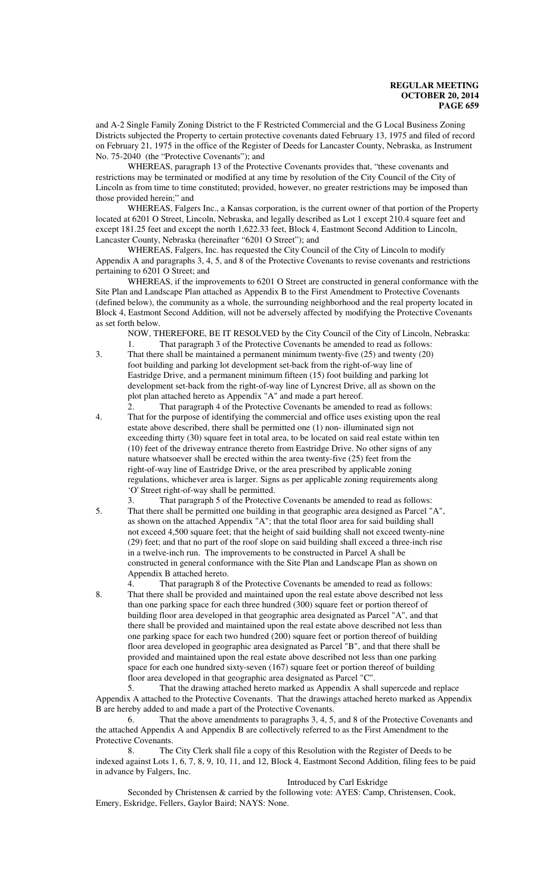and A-2 Single Family Zoning District to the F Restricted Commercial and the G Local Business Zoning Districts subjected the Property to certain protective covenants dated February 13, 1975 and filed of record on February 21, 1975 in the office of the Register of Deeds for Lancaster County, Nebraska, as Instrument No. 75-2040 (the "Protective Covenants"); and

WHEREAS, paragraph 13 of the Protective Covenants provides that, "these covenants and restrictions may be terminated or modified at any time by resolution of the City Council of the City of Lincoln as from time to time constituted; provided, however, no greater restrictions may be imposed than those provided herein;" and

WHEREAS, Falgers Inc., a Kansas corporation, is the current owner of that portion of the Property located at 6201 O Street, Lincoln, Nebraska, and legally described as Lot 1 except 210.4 square feet and except 181.25 feet and except the north 1,622.33 feet, Block 4, Eastmont Second Addition to Lincoln, Lancaster County, Nebraska (hereinafter "6201 O Street"); and

WHEREAS, Falgers, Inc. has requested the City Council of the City of Lincoln to modify Appendix A and paragraphs 3, 4, 5, and 8 of the Protective Covenants to revise covenants and restrictions pertaining to 6201 O Street; and

WHEREAS, if the improvements to 6201 O Street are constructed in general conformance with the Site Plan and Landscape Plan attached as Appendix B to the First Amendment to Protective Covenants (defined below), the community as a whole, the surrounding neighborhood and the real property located in Block 4, Eastmont Second Addition, will not be adversely affected by modifying the Protective Covenants as set forth below.

NOW, THEREFORE, BE IT RESOLVED by the City Council of the City of Lincoln, Nebraska:

1. That paragraph 3 of the Protective Covenants be amended to read as follows:

3. That there shall be maintained a permanent minimum twenty-five (25) and twenty (20) foot building and parking lot development set-back from the right-of-way line of Eastridge Drive, and a permanent minimum fifteen (15) foot building and parking lot development set-back from the right-of-way line of Lyncrest Drive, all as shown on the plot plan attached hereto as Appendix "A" and made a part hereof.

2. That paragraph 4 of the Protective Covenants be amended to read as follows:

4. That for the purpose of identifying the commercial and office uses existing upon the real estate above described, there shall be permitted one (1) non- illuminated sign not exceeding thirty (30) square feet in total area, to be located on said real estate within ten (10) feet of the driveway entrance thereto from Eastridge Drive. No other signs of any nature whatsoever shall be erected within the area twenty-five (25) feet from the right-of-way line of Eastridge Drive, or the area prescribed by applicable zoning regulations, whichever area is larger. Signs as per applicable zoning requirements along 'O' Street right-of-way shall be permitted.

3. That paragraph 5 of the Protective Covenants be amended to read as follows:

5. That there shall be permitted one building in that geographic area designed as Parcel "A", as shown on the attached Appendix "A"; that the total floor area for said building shall not exceed 4,500 square feet; that the height of said building shall not exceed twenty-nine (29) feet; and that no part of the roof slope on said building shall exceed a three-inch rise in a twelve-inch run. The improvements to be constructed in Parcel A shall be constructed in general conformance with the Site Plan and Landscape Plan as shown on Appendix B attached hereto.

4. That paragraph 8 of the Protective Covenants be amended to read as follows:

8. That there shall be provided and maintained upon the real estate above described not less than one parking space for each three hundred (300) square feet or portion thereof of building floor area developed in that geographic area designated as Parcel "A", and that there shall be provided and maintained upon the real estate above described not less than one parking space for each two hundred (200) square feet or portion thereof of building floor area developed in geographic area designated as Parcel "B", and that there shall be provided and maintained upon the real estate above described not less than one parking space for each one hundred sixty-seven (167) square feet or portion thereof of building floor area developed in that geographic area designated as Parcel "C".

5. That the drawing attached hereto marked as Appendix A shall supercede and replace Appendix A attached to the Protective Covenants. That the drawings attached hereto marked as Appendix B are hereby added to and made a part of the Protective Covenants.

6. That the above amendments to paragraphs 3, 4, 5, and 8 of the Protective Covenants and the attached Appendix A and Appendix B are collectively referred to as the First Amendment to the Protective Covenants.

8. The City Clerk shall file a copy of this Resolution with the Register of Deeds to be indexed against Lots 1, 6, 7, 8, 9, 10, 11, and 12, Block 4, Eastmont Second Addition, filing fees to be paid in advance by Falgers, Inc.

Introduced by Carl Eskridge

Seconded by Christensen & carried by the following vote: AYES: Camp, Christensen, Cook, Emery, Eskridge, Fellers, Gaylor Baird; NAYS: None.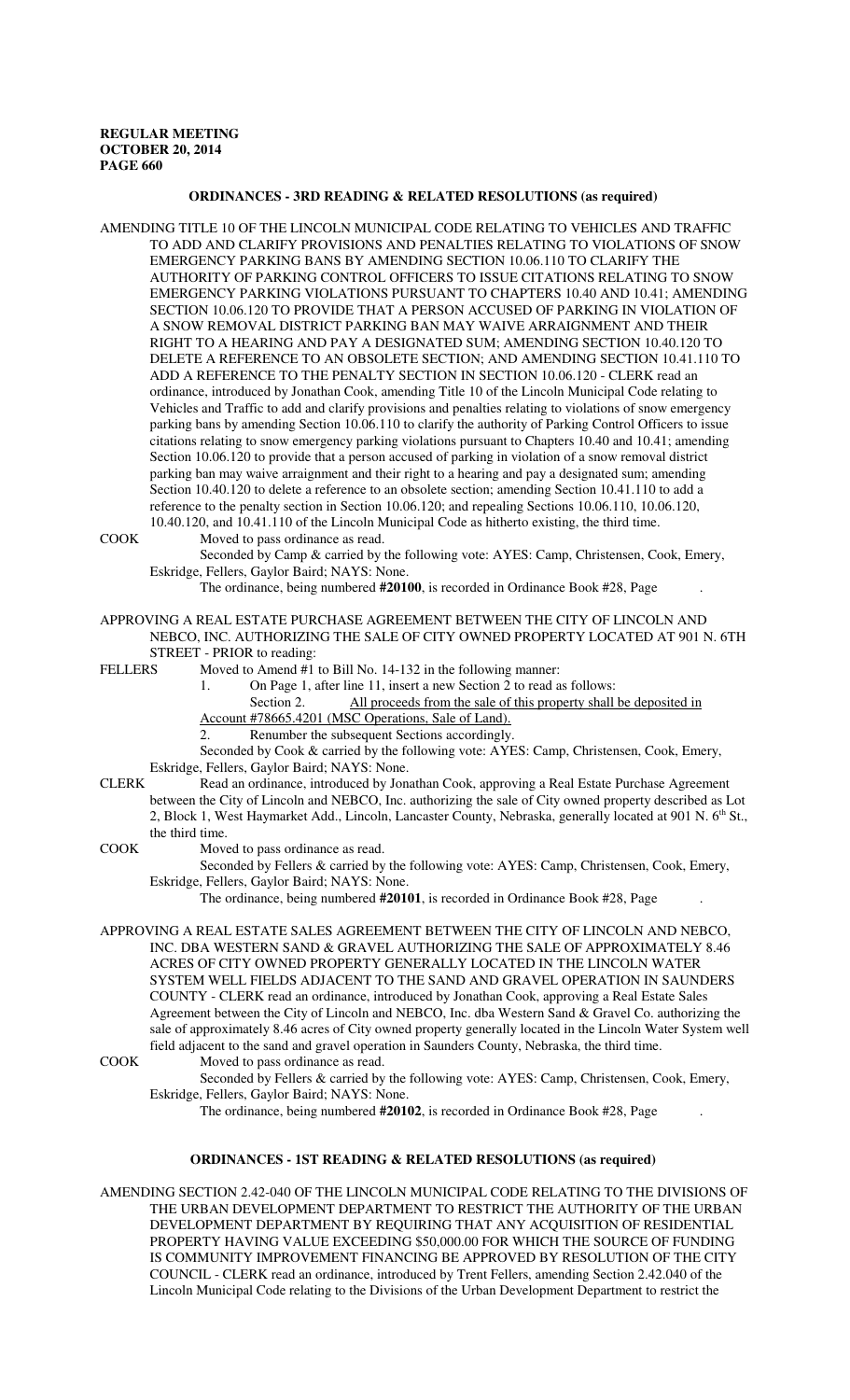**ORDINANCES - 3RD READING & RELATED RESOLUTIONS (as required)**

AMENDING TITLE 10 OF THE LINCOLN MUNICIPAL CODE RELATING TO VEHICLES AND TRAFFIC TO ADD AND CLARIFY PROVISIONS AND PENALTIES RELATING TO VIOLATIONS OF SNOW EMERGENCY PARKING BANS BY AMENDING SECTION 10.06.110 TO CLARIFY THE AUTHORITY OF PARKING CONTROL OFFICERS TO ISSUE CITATIONS RELATING TO SNOW EMERGENCY PARKING VIOLATIONS PURSUANT TO CHAPTERS 10.40 AND 10.41; AMENDING SECTION 10.06.120 TO PROVIDE THAT A PERSON ACCUSED OF PARKING IN VIOLATION OF A SNOW REMOVAL DISTRICT PARKING BAN MAY WAIVE ARRAIGNMENT AND THEIR RIGHT TO A HEARING AND PAY A DESIGNATED SUM; AMENDING SECTION 10.40.120 TO DELETE A REFERENCE TO AN OBSOLETE SECTION; AND AMENDING SECTION 10.41.110 TO ADD A REFERENCE TO THE PENALTY SECTION IN SECTION 10.06.120 - CLERK read an ordinance, introduced by Jonathan Cook, amending Title 10 of the Lincoln Municipal Code relating to Vehicles and Traffic to add and clarify provisions and penalties relating to violations of snow emergency parking bans by amending Section 10.06.110 to clarify the authority of Parking Control Officers to issue citations relating to snow emergency parking violations pursuant to Chapters 10.40 and 10.41; amending Section 10.06.120 to provide that a person accused of parking in violation of a snow removal district parking ban may waive arraignment and their right to a hearing and pay a designated sum; amending Section 10.40.120 to delete a reference to an obsolete section; amending Section 10.41.110 to add a reference to the penalty section in Section 10.06.120; and repealing Sections 10.06.110, 10.06.120, 10.40.120, and 10.41.110 of the Lincoln Municipal Code as hitherto existing, the third time.

COOK Moved to pass ordinance as read.

Seconded by Camp & carried by the following vote: AYES: Camp, Christensen, Cook, Emery, Eskridge, Fellers, Gaylor Baird; NAYS: None.

The ordinance, being numbered **#20100**, is recorded in Ordinance Book #28, Page .

APPROVING A REAL ESTATE PURCHASE AGREEMENT BETWEEN THE CITY OF LINCOLN AND NEBCO, INC. AUTHORIZING THE SALE OF CITY OWNED PROPERTY LOCATED AT 901 N. 6TH STREET - PRIOR to reading:

FELLERS Moved to Amend #1 to Bill No. 14-132 in the following manner:

1. On Page 1, after line 11, insert a new Section 2 to read as follows:
   Section 2. All proceeds from the sale of this property shall be deposited in Account #78665.4201 (MSC Operations, Sale of Land).
2. Renumber the subsequent Sections accordingly.

Seconded by Cook & carried by the following vote: AYES: Camp, Christensen, Cook, Emery, Eskridge, Fellers, Gaylor Baird; NAYS: None.

CLERK Read an ordinance, introduced by Jonathan Cook, approving a Real Estate Purchase Agreement between the City of Lincoln and NEBCO, Inc. authorizing the sale of City owned property described as Lot 2, Block 1, West Haymarket Add., Lincoln, Lancaster County, Nebraska, generally located at 901 N. 6th St., the third time.

COOK Moved to pass ordinance as read.

Seconded by Fellers & carried by the following vote: AYES: Camp, Christensen, Cook, Emery, Eskridge, Fellers, Gaylor Baird; NAYS: None.

The ordinance, being numbered **#20101**, is recorded in Ordinance Book #28, Page .

APPROVING A REAL ESTATE SALES AGREEMENT BETWEEN THE CITY OF LINCOLN AND NEBCO, INC. DBA WESTERN SAND & GRAVEL AUTHORIZING THE SALE OF APPROXIMATELY 8.46 ACRES OF CITY OWNED PROPERTY GENERALLY LOCATED IN THE LINCOLN WATER SYSTEM WELL FIELDS ADJACENT TO THE SAND AND GRAVEL OPERATION IN SAUNDERS COUNTY - CLERK read an ordinance, introduced by Jonathan Cook, approving a Real Estate Sales Agreement between the City of Lincoln and NEBCO, Inc. dba Western Sand & Gravel Co. authorizing the sale of approximately 8.46 acres of City owned property generally located in the Lincoln Water System well field adjacent to the sand and gravel operation in Saunders County, Nebraska, the third time.

COOK Moved to pass ordinance as read.

Seconded by Fellers & carried by the following vote: AYES: Camp, Christensen, Cook, Emery, Eskridge, Fellers, Gaylor Baird; NAYS: None.

The ordinance, being numbered **#20102**, is recorded in Ordinance Book #28, Page .

**ORDINANCES - 1ST READING & RELATED RESOLUTIONS (as required)**

AMENDING SECTION 2.42-040 OF THE LINCOLN MUNICIPAL CODE RELATING TO THE DIVISIONS OF THE URBAN DEVELOPMENT DEPARTMENT TO RESTRICT THE AUTHORITY OF THE URBAN DEVELOPMENT DEPARTMENT BY REQUIRING THAT ANY ACQUISITION OF RESIDENTIAL PROPERTY HAVING VALUE EXCEEDING $50,000.00 FOR WHICH THE SOURCE OF FUNDING IS COMMUNITY IMPROVEMENT FINANCING BE APPROVED BY RESOLUTION OF THE CITY COUNCIL - CLERK read an ordinance, introduced by Trent Fellers, amending Section 2.42.040 of the Lincoln Municipal Code relating to the Divisions of the Urban Development Department to restrict the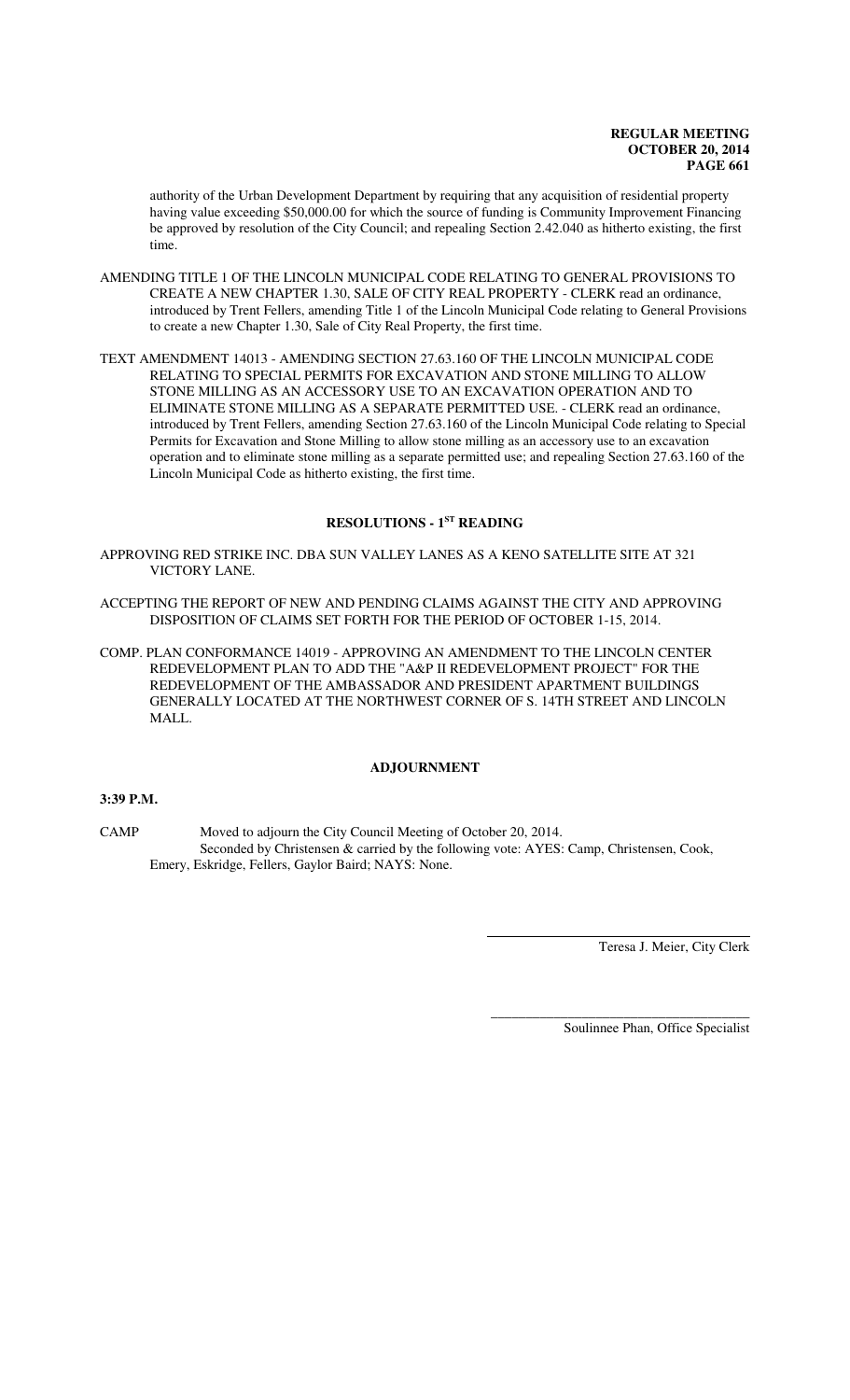authority of the Urban Development Department by requiring that any acquisition of residential property having value exceeding $50,000.00 for which the source of funding is Community Improvement Financing be approved by resolution of the City Council; and repealing Section 2.42.040 as hitherto existing, the first time.

AMENDING TITLE 1 OF THE LINCOLN MUNICIPAL CODE RELATING TO GENERAL PROVISIONS TO CREATE A NEW CHAPTER 1.30, SALE OF CITY REAL PROPERTY - CLERK read an ordinance, introduced by Trent Fellers, amending Title 1 of the Lincoln Municipal Code relating to General Provisions to create a new Chapter 1.30, Sale of City Real Property, the first time.

TEXT AMENDMENT 14013 - AMENDING SECTION 27.63.160 OF THE LINCOLN MUNICIPAL CODE RELATING TO SPECIAL PERMITS FOR EXCAVATION AND STONE MILLING TO ALLOW STONE MILLING AS AN ACCESSORY USE TO AN EXCAVATION OPERATION AND TO ELIMINATE STONE MILLING AS A SEPARATE PERMITTED USE. - CLERK read an ordinance, introduced by Trent Fellers, amending Section 27.63.160 of the Lincoln Municipal Code relating to Special Permits for Excavation and Stone Milling to allow stone milling as an accessory use to an excavation operation and to eliminate stone milling as a separate permitted use; and repealing Section 27.63.160 of the Lincoln Municipal Code as hitherto existing, the first time.

## RESOLUTIONS - 1ST READING

APPROVING RED STRIKE INC. DBA SUN VALLEY LANES AS A KENO SATELLITE SITE AT 321 VICTORY LANE.

ACCEPTING THE REPORT OF NEW AND PENDING CLAIMS AGAINST THE CITY AND APPROVING DISPOSITION OF CLAIMS SET FORTH FOR THE PERIOD OF OCTOBER 1-15, 2014.

COMP. PLAN CONFORMANCE 14019 - APPROVING AN AMENDMENT TO THE LINCOLN CENTER REDEVELOPMENT PLAN TO ADD THE "A&P II REDEVELOPMENT PROJECT" FOR THE REDEVELOPMENT OF THE AMBASSADOR AND PRESIDENT APARTMENT BUILDINGS GENERALLY LOCATED AT THE NORTHWEST CORNER OF S. 14TH STREET AND LINCOLN MALL.

## ADJOURNMENT

**3:39 P.M.**

CAMP Moved to adjourn the City Council Meeting of October 20, 2014.
Seconded by Christensen & carried by the following vote: AYES: Camp, Christensen, Cook, Emery, Eskridge, Fellers, Gaylor Baird; NAYS: None.

Teresa J. Meier, City Clerk

Soulinnee Phan, Office Specialist